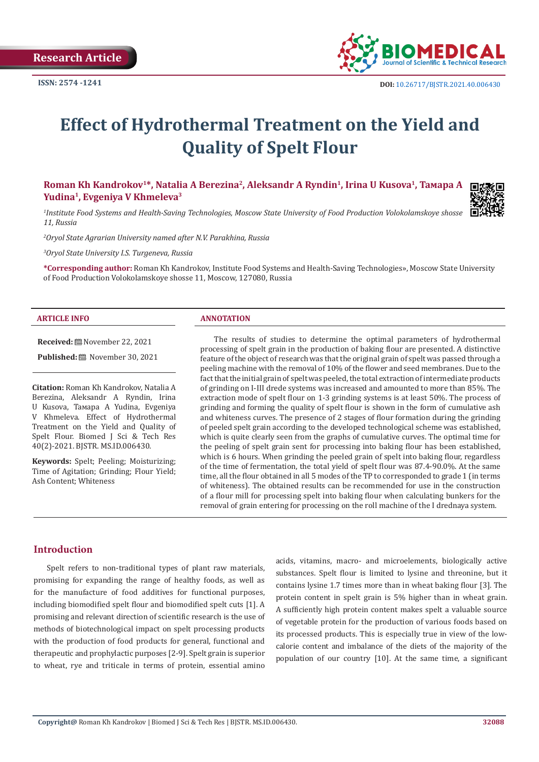Research Article

ISSN: 2574 -1241

DOI: 10.26717/BJSTR.2021.40.006430

# Effect of Hydrothermal Treatment on the Yield and Quality of Spelt Flour

**Roman Kh Kandrokov[1]*, Natalia A Berezina[2], Aleksandr A Ryndin[1], Irina U Kusova[1], Тамара A Yudina[1], Evgeniya V Khmeleva[3]**

*[1]Institute Food Systems and Health-Saving Technologies, Moscow State University of Food Production Volokolamskoye shosse 11, Russia*

*[2]Oryol State Agrarian University named after N.V. Parakhina, Russia*

*[3]Oryol State University I.S. Turgeneva, Russia*

**\*Corresponding author:** Roman Kh Kandrokov, Institute Food Systems and Health-Saving Technologies», Moscow State University of Food Production Volokolamskoye shosse 11, Moscow, 127080, Russia

## ARTICLE INFO

**Received:** November 22, 2021

**Published:** November 30, 2021

**Citation:** Roman Kh Kandrokov, Natalia A Berezina, Aleksandr A Ryndin, Irina U Kusova, Тамара A Yudina, Evgeniya V Khmeleva. Effect of Hydrothermal Treatment on the Yield and Quality of Spelt Flour. Biomed J Sci & Tech Res 40(2)-2021. BJSTR. MS.ID.006430.

**Keywords:** Spelt; Peeling; Moisturizing; Time of Agitation; Grinding; Flour Yield; Ash Content; Whiteness

## ANNOTATION

The results of studies to determine the optimal parameters of hydrothermal processing of spelt grain in the production of baking flour are presented. A distinctive feature of the object of research was that the original grain of spelt was passed through a peeling machine with the removal of 10% of the flower and seed membranes. Due to the fact that the initial grain of spelt was peeled, the total extraction of intermediate products of grinding on I-III drede systems was increased and amounted to more than 85%. The extraction mode of spelt flour on 1-3 grinding systems is at least 50%. The process of grinding and forming the quality of spelt flour is shown in the form of cumulative ash and whiteness curves. The presence of 2 stages of flour formation during the grinding of peeled spelt grain according to the developed technological scheme was established, which is quite clearly seen from the graphs of cumulative curves. The optimal time for the peeling of spelt grain sent for processing into baking flour has been established, which is 6 hours. When grinding the peeled grain of spelt into baking flour, regardless of the time of fermentation, the total yield of spelt flour was 87.4-90.0%. At the same time, all the flour obtained in all 5 modes of the TP to corresponded to grade 1 (in terms of whiteness). The obtained results can be recommended for use in the construction of a flour mill for processing spelt into baking flour when calculating bunkers for the removal of grain entering for processing on the roll machine of the I drednaya system.

## Introduction

Spelt refers to non-traditional types of plant raw materials, promising for expanding the range of healthy foods, as well as for the manufacture of food additives for functional purposes, including biomodified spelt flour and biomodified spelt cuts [1]. A promising and relevant direction of scientific research is the use of methods of biotechnological impact on spelt processing products with the production of food products for general, functional and therapeutic and prophylactic purposes [2-9]. Spelt grain is superior to wheat, rye and triticale in terms of protein, essential amino acids, vitamins, macro- and microelements, biologically active substances. Spelt flour is limited to lysine and threonine, but it contains lysine 1.7 times more than in wheat baking flour [3]. The protein content in spelt grain is 5% higher than in wheat grain. A sufficiently high protein content makes spelt a valuable source of vegetable protein for the production of various foods based on its processed products. This is especially true in view of the low-calorie content and imbalance of the diets of the majority of the population of our country [10]. At the same time, a significant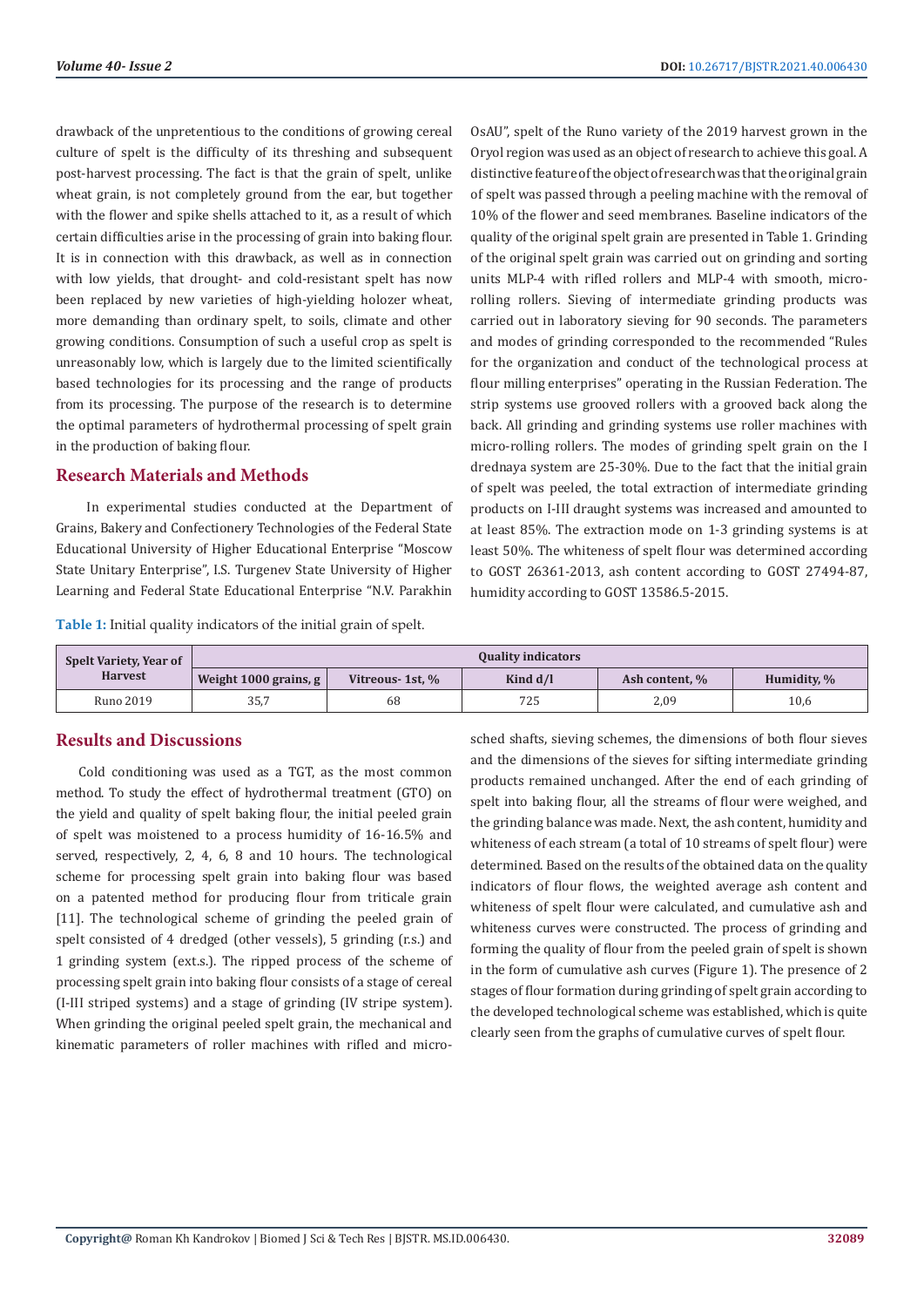drawback of the unpretentious to the conditions of growing cereal culture of spelt is the difficulty of its threshing and subsequent post-harvest processing. The fact is that the grain of spelt, unlike wheat grain, is not completely ground from the ear, but together with the flower and spike shells attached to it, as a result of which certain difficulties arise in the processing of grain into baking flour. It is in connection with this drawback, as well as in connection with low yields, that drought- and cold-resistant spelt has now been replaced by new varieties of high-yielding holozer wheat, more demanding than ordinary spelt, to soils, climate and other growing conditions. Consumption of such a useful crop as spelt is unreasonably low, which is largely due to the limited scientifically based technologies for its processing and the range of products from its processing. The purpose of the research is to determine the optimal parameters of hydrothermal processing of spelt grain in the production of baking flour.

## Research Materials and Methods

In experimental studies conducted at the Department of Grains, Bakery and Confectionery Technologies of the Federal State Educational University of Higher Educational Enterprise "Moscow State Unitary Enterprise", I.S. Turgenev State University of Higher Learning and Federal State Educational Enterprise "N.V. Parakhin OsAU", spelt of the Runo variety of the 2019 harvest grown in the Oryol region was used as an object of research to achieve this goal. A distinctive feature of the object of research was that the original grain of spelt was passed through a peeling machine with the removal of 10% of the flower and seed membranes. Baseline indicators of the quality of the original spelt grain are presented in Table 1. Grinding of the original spelt grain was carried out on grinding and sorting units MLP-4 with rifled rollers and MLP-4 with smooth, micro-rolling rollers. Sieving of intermediate grinding products was carried out in laboratory sieving for 90 seconds. The parameters and modes of grinding corresponded to the recommended "Rules for the organization and conduct of the technological process at flour milling enterprises" operating in the Russian Federation. The strip systems use grooved rollers with a grooved back along the back. All grinding and grinding systems use roller machines with micro-rolling rollers. The modes of grinding spelt grain on the I drednaya system are 25-30%. Due to the fact that the initial grain of spelt was peeled, the total extraction of intermediate grinding products on I-III draught systems was increased and amounted to at least 85%. The extraction mode on 1-3 grinding systems is at least 50%. The whiteness of spelt flour was determined according to GOST 26361-2013, ash content according to GOST 27494-87, humidity according to GOST 13586.5-2015.

**Table 1:** Initial quality indicators of the initial grain of spelt.

| Spelt Variety, Year of Harvest | Quality indicators | | | | |
|---|---|---|---|---|---|
| | Weight 1000 grains, g | Vitreous- 1st, % | Kind d/l | Ash content, % | Humidity, % |
| Runo 2019 | 35,7 | 68 | 725 | 2,09 | 10,6 |

## Results and Discussions

Cold conditioning was used as a TGT, as the most common method. To study the effect of hydrothermal treatment (GTO) on the yield and quality of spelt baking flour, the initial peeled grain of spelt was moistened to a process humidity of 16-16.5% and served, respectively, 2, 4, 6, 8 and 10 hours. The technological scheme for processing spelt grain into baking flour was based on a patented method for producing flour from triticale grain [11]. The technological scheme of grinding the peeled grain of spelt consisted of 4 dredged (other vessels), 5 grinding (r.s.) and 1 grinding system (ext.s.). The ripped process of the scheme of processing spelt grain into baking flour consists of a stage of cereal (I-III striped systems) and a stage of grinding (IV stripe system). When grinding the original peeled spelt grain, the mechanical and kinematic parameters of roller machines with rifled and micro-sched shafts, sieving schemes, the dimensions of both flour sieves and the dimensions of the sieves for sifting intermediate grinding products remained unchanged. After the end of each grinding of spelt into baking flour, all the streams of flour were weighed, and the grinding balance was made. Next, the ash content, humidity and whiteness of each stream (a total of 10 streams of spelt flour) were determined. Based on the results of the obtained data on the quality indicators of flour flows, the weighted average ash content and whiteness of spelt flour were calculated, and cumulative ash and whiteness curves were constructed. The process of grinding and forming the quality of flour from the peeled grain of spelt is shown in the form of cumulative ash curves (Figure 1). The presence of 2 stages of flour formation during grinding of spelt grain according to the developed technological scheme was established, which is quite clearly seen from the graphs of cumulative curves of spelt flour.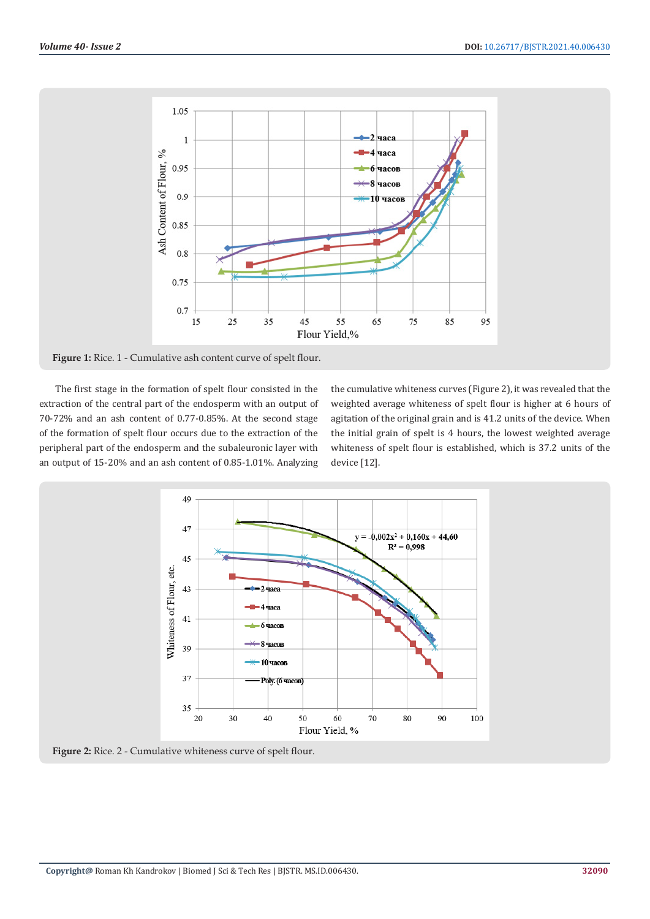Figure 1: Rice. 1 - Cumulative ash content curve of spelt flour.

The first stage in the formation of spelt flour consisted in the extraction of the central part of the endosperm with an output of 70-72% and an ash content of 0.77-0.85%. At the second stage of the formation of spelt flour occurs due to the extraction of the peripheral part of the endosperm and the subaleuronic layer with an output of 15-20% and an ash content of 0.85-1.01%. Analyzing the cumulative whiteness curves (Figure 2), it was revealed that the weighted average whiteness of spelt flour is higher at 6 hours of agitation of the original grain and is 41.2 units of the device. When the initial grain of spelt is 4 hours, the lowest weighted average whiteness of spelt flour is established, which is 37.2 units of the device [12].

Figure 2: Rice. 2 - Cumulative whiteness curve of spelt flour.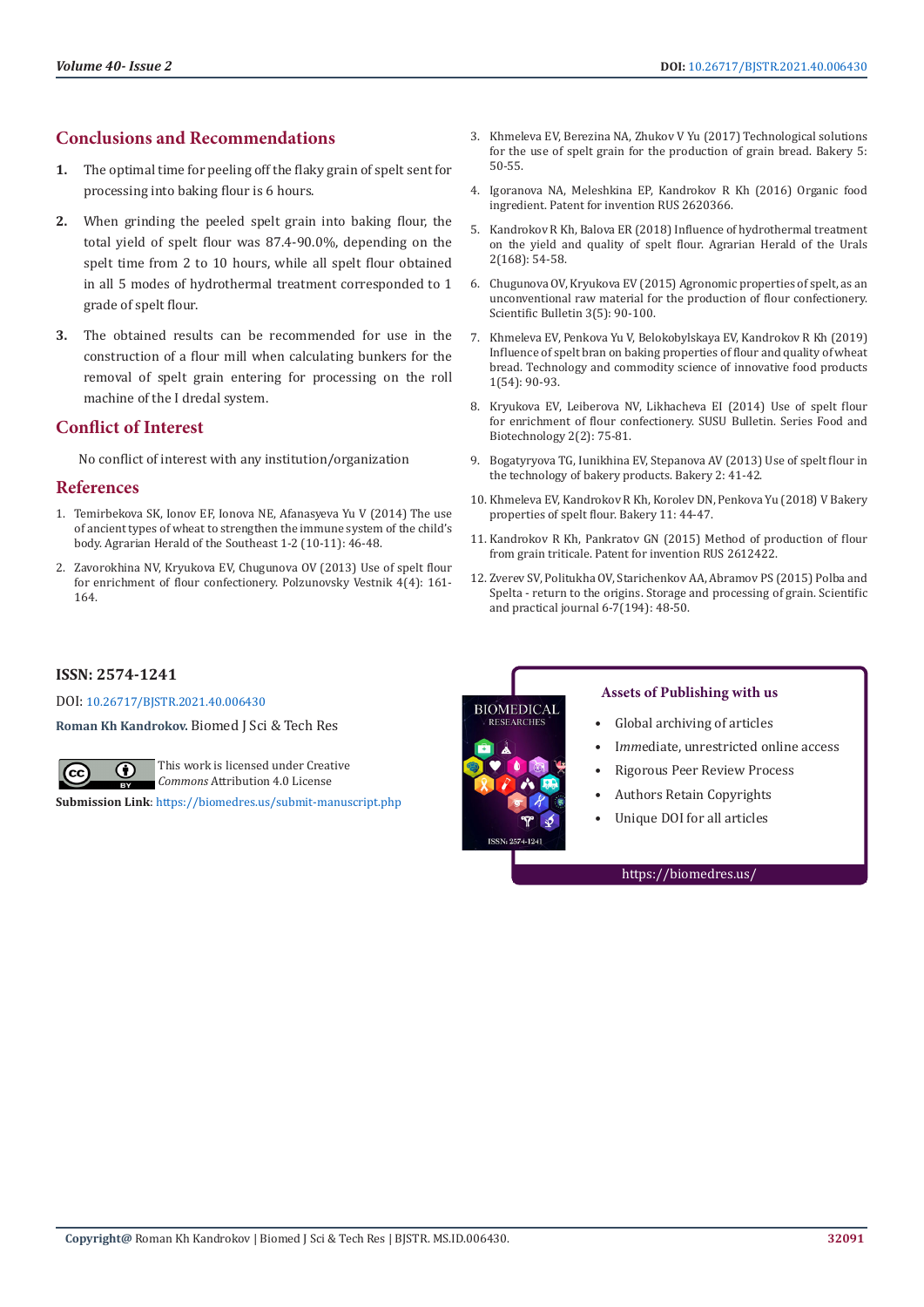## Conclusions and Recommendations

1. The optimal time for peeling off the flaky grain of spelt sent for processing into baking flour is 6 hours.
2. When grinding the peeled spelt grain into baking flour, the total yield of spelt flour was 87.4-90.0%, depending on the spelt time from 2 to 10 hours, while all spelt flour obtained in all 5 modes of hydrothermal treatment corresponded to 1 grade of spelt flour.
3. The obtained results can be recommended for use in the construction of a flour mill when calculating bunkers for the removal of spelt grain entering for processing on the roll machine of the I dredal system.

## Conflict of Interest

No conflict of interest with any institution/organization

## References

1. Temirbekova SK, Ionov EF, Ionova NE, Afanasyeva Yu V (2014) The use of ancient types of wheat to strengthen the immune system of the child's body. Agrarian Herald of the Southeast 1-2 (10-11): 46-48.
2. Zavorokhina NV, Kryukova EV, Chugunova OV (2013) Use of spelt flour for enrichment of flour confectionery. Polzunovsky Vestnik 4(4): 161-164.
3. Khmeleva EV, Berezina NA, Zhukov V Yu (2017) Technological solutions for the use of spelt grain for the production of grain bread. Bakery 5: 50-55.
4. Igoranova NA, Meleshkina EP, Kandrokov R Kh (2016) Organic food ingredient. Patent for invention RUS 2620366.
5. Kandrokov R Kh, Balova ER (2018) Influence of hydrothermal treatment on the yield and quality of spelt flour. Agrarian Herald of the Urals 2(168): 54-58.
6. Chugunova OV, Kryukova EV (2015) Agronomic properties of spelt, as an unconventional raw material for the production of flour confectionery. Scientific Bulletin 3(5): 90-100.
7. Khmeleva EV, Penkova Yu V, Belokobylskaya EV, Kandrokov R Kh (2019) Influence of spelt bran on baking properties of flour and quality of wheat bread. Technology and commodity science of innovative food products 1(54): 90-93.
8. Kryukova EV, Leiberova NV, Likhacheva EI (2014) Use of spelt flour for enrichment of flour confectionery. SUSU Bulletin. Series Food and Biotechnology 2(2): 75-81.
9. Bogatyryova TG, Iunikhina EV, Stepanova AV (2013) Use of spelt flour in the technology of bakery products. Bakery 2: 41-42.
10. Khmeleva EV, Kandrokov R Kh, Korolev DN, Penkova Yu (2018) V Bakery properties of spelt flour. Bakery 11: 44-47.
11. Kandrokov R Kh, Pankratov GN (2015) Method of production of flour from grain triticale. Patent for invention RUS 2612422.
12. Zverev SV, Politukha OV, Starichenkov AA, Abramov PS (2015) Polba and Spelta - return to the origins. Storage and processing of grain. Scientific and practical journal 6-7(194): 48-50.

**ISSN: 2574-1241**

DOI: 10.26717/BJSTR.2021.40.006430

**Roman Kh Kandrokov.** Biomed J Sci & Tech Res

This work is licensed under Creative *Commons* Attribution 4.0 License

**Submission Link**: https://biomedres.us/submit-manuscript.php

**Assets of Publishing with us**

- Global archiving of articles
- Immediate, unrestricted online access
- Rigorous Peer Review Process
- Authors Retain Copyrights
- Unique DOI for all articles

https://biomedres.us/